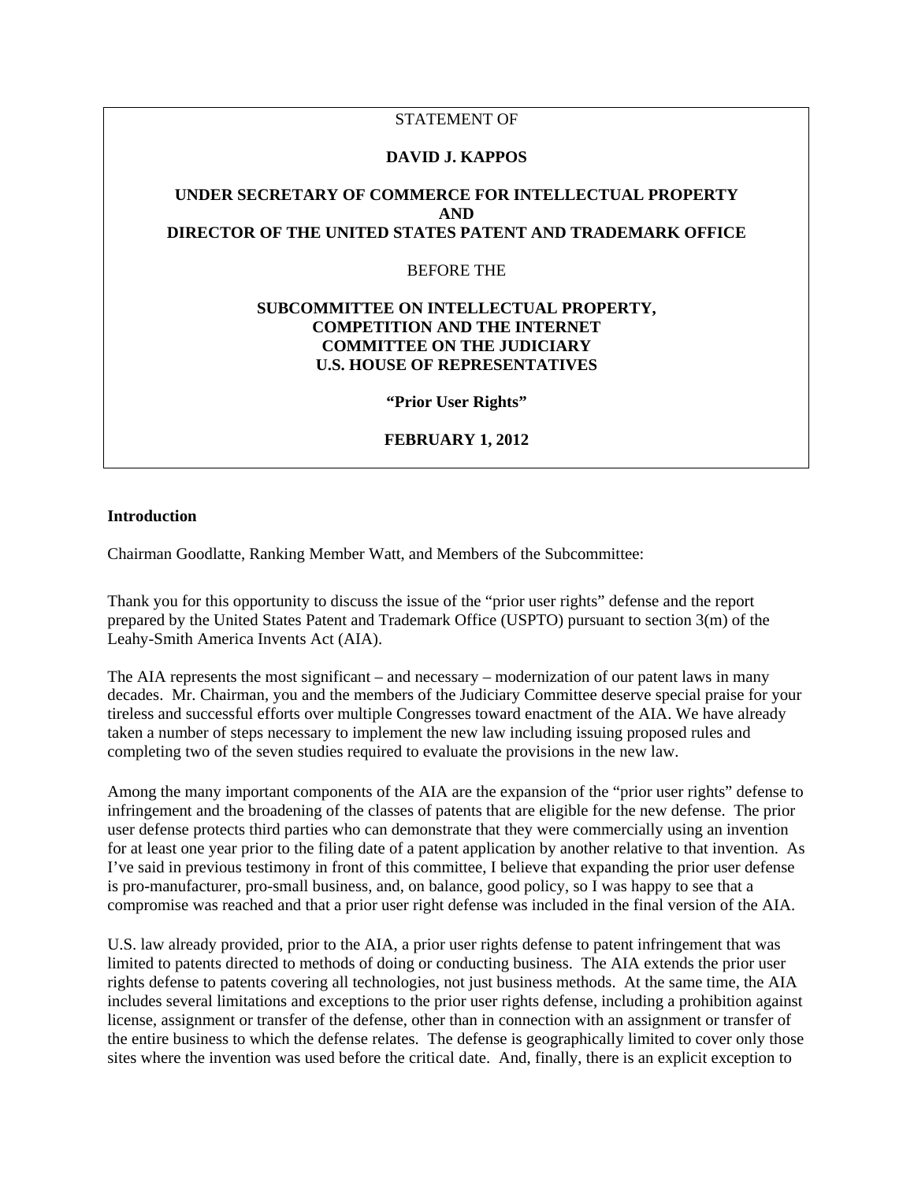STATEMENT OF

**DAVID J. KAPPOS**

**UNDER SECRETARY OF COMMERCE FOR INTELLECTUAL PROPERTY**
**AND**
**DIRECTOR OF THE UNITED STATES PATENT AND TRADEMARK OFFICE**

BEFORE THE

**SUBCOMMITTEE ON INTELLECTUAL PROPERTY,**
**COMPETITION AND THE INTERNET**
**COMMITTEE ON THE JUDICIARY**
**U.S. HOUSE OF REPRESENTATIVES**

**"Prior User Rights"**

**FEBRUARY 1, 2012**

## Introduction

Chairman Goodlatte, Ranking Member Watt, and Members of the Subcommittee:

Thank you for this opportunity to discuss the issue of the "prior user rights" defense and the report prepared by the United States Patent and Trademark Office (USPTO) pursuant to section 3(m) of the Leahy-Smith America Invents Act (AIA).

The AIA represents the most significant – and necessary – modernization of our patent laws in many decades. Mr. Chairman, you and the members of the Judiciary Committee deserve special praise for your tireless and successful efforts over multiple Congresses toward enactment of the AIA. We have already taken a number of steps necessary to implement the new law including issuing proposed rules and completing two of the seven studies required to evaluate the provisions in the new law.

Among the many important components of the AIA are the expansion of the "prior user rights" defense to infringement and the broadening of the classes of patents that are eligible for the new defense. The prior user defense protects third parties who can demonstrate that they were commercially using an invention for at least one year prior to the filing date of a patent application by another relative to that invention. As I've said in previous testimony in front of this committee, I believe that expanding the prior user defense is pro-manufacturer, pro-small business, and, on balance, good policy, so I was happy to see that a compromise was reached and that a prior user right defense was included in the final version of the AIA.

U.S. law already provided, prior to the AIA, a prior user rights defense to patent infringement that was limited to patents directed to methods of doing or conducting business. The AIA extends the prior user rights defense to patents covering all technologies, not just business methods. At the same time, the AIA includes several limitations and exceptions to the prior user rights defense, including a prohibition against license, assignment or transfer of the defense, other than in connection with an assignment or transfer of the entire business to which the defense relates. The defense is geographically limited to cover only those sites where the invention was used before the critical date. And, finally, there is an explicit exception to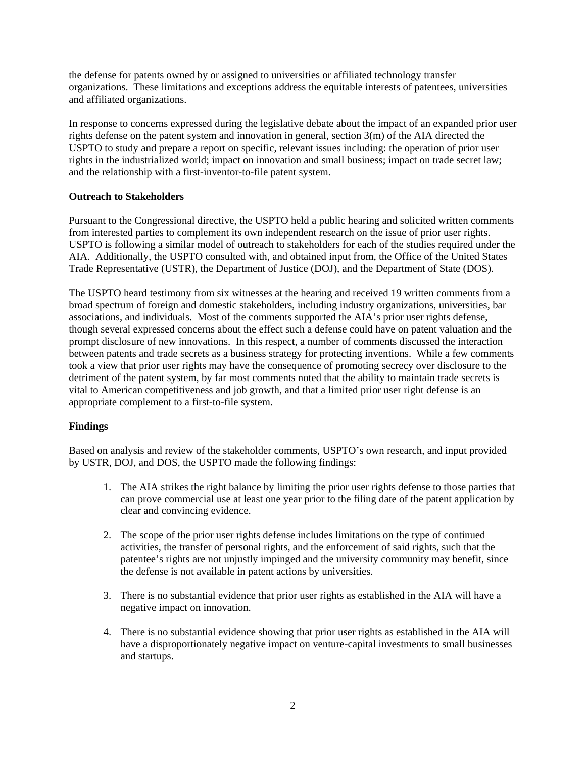the defense for patents owned by or assigned to universities or affiliated technology transfer organizations. These limitations and exceptions address the equitable interests of patentees, universities and affiliated organizations.

In response to concerns expressed during the legislative debate about the impact of an expanded prior user rights defense on the patent system and innovation in general, section 3(m) of the AIA directed the USPTO to study and prepare a report on specific, relevant issues including: the operation of prior user rights in the industrialized world; impact on innovation and small business; impact on trade secret law; and the relationship with a first-inventor-to-file patent system.

**Outreach to Stakeholders**

Pursuant to the Congressional directive, the USPTO held a public hearing and solicited written comments from interested parties to complement its own independent research on the issue of prior user rights. USPTO is following a similar model of outreach to stakeholders for each of the studies required under the AIA. Additionally, the USPTO consulted with, and obtained input from, the Office of the United States Trade Representative (USTR), the Department of Justice (DOJ), and the Department of State (DOS).

The USPTO heard testimony from six witnesses at the hearing and received 19 written comments from a broad spectrum of foreign and domestic stakeholders, including industry organizations, universities, bar associations, and individuals. Most of the comments supported the AIA's prior user rights defense, though several expressed concerns about the effect such a defense could have on patent valuation and the prompt disclosure of new innovations. In this respect, a number of comments discussed the interaction between patents and trade secrets as a business strategy for protecting inventions. While a few comments took a view that prior user rights may have the consequence of promoting secrecy over disclosure to the detriment of the patent system, by far most comments noted that the ability to maintain trade secrets is vital to American competitiveness and job growth, and that a limited prior user right defense is an appropriate complement to a first-to-file system.

**Findings**

Based on analysis and review of the stakeholder comments, USPTO's own research, and input provided by USTR, DOJ, and DOS, the USPTO made the following findings:

1. The AIA strikes the right balance by limiting the prior user rights defense to those parties that can prove commercial use at least one year prior to the filing date of the patent application by clear and convincing evidence.

2. The scope of the prior user rights defense includes limitations on the type of continued activities, the transfer of personal rights, and the enforcement of said rights, such that the patentee's rights are not unjustly impinged and the university community may benefit, since the defense is not available in patent actions by universities.

3. There is no substantial evidence that prior user rights as established in the AIA will have a negative impact on innovation.

4. There is no substantial evidence showing that prior user rights as established in the AIA will have a disproportionately negative impact on venture-capital investments to small businesses and startups.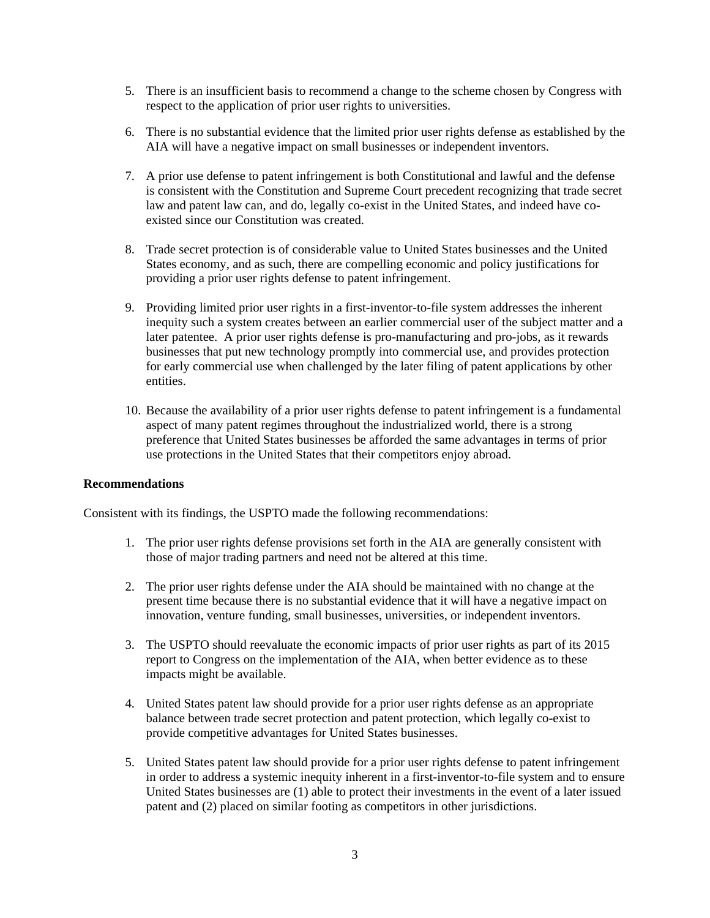5. There is an insufficient basis to recommend a change to the scheme chosen by Congress with respect to the application of prior user rights to universities.

6. There is no substantial evidence that the limited prior user rights defense as established by the AIA will have a negative impact on small businesses or independent inventors.

7. A prior use defense to patent infringement is both Constitutional and lawful and the defense is consistent with the Constitution and Supreme Court precedent recognizing that trade secret law and patent law can, and do, legally co-exist in the United States, and indeed have co-existed since our Constitution was created.

8. Trade secret protection is of considerable value to United States businesses and the United States economy, and as such, there are compelling economic and policy justifications for providing a prior user rights defense to patent infringement.

9. Providing limited prior user rights in a first-inventor-to-file system addresses the inherent inequity such a system creates between an earlier commercial user of the subject matter and a later patentee. A prior user rights defense is pro-manufacturing and pro-jobs, as it rewards businesses that put new technology promptly into commercial use, and provides protection for early commercial use when challenged by the later filing of patent applications by other entities.

10. Because the availability of a prior user rights defense to patent infringement is a fundamental aspect of many patent regimes throughout the industrialized world, there is a strong preference that United States businesses be afforded the same advantages in terms of prior use protections in the United States that their competitors enjoy abroad.

**Recommendations**

Consistent with its findings, the USPTO made the following recommendations:

1. The prior user rights defense provisions set forth in the AIA are generally consistent with those of major trading partners and need not be altered at this time.

2. The prior user rights defense under the AIA should be maintained with no change at the present time because there is no substantial evidence that it will have a negative impact on innovation, venture funding, small businesses, universities, or independent inventors.

3. The USPTO should reevaluate the economic impacts of prior user rights as part of its 2015 report to Congress on the implementation of the AIA, when better evidence as to these impacts might be available.

4. United States patent law should provide for a prior user rights defense as an appropriate balance between trade secret protection and patent protection, which legally co-exist to provide competitive advantages for United States businesses.

5. United States patent law should provide for a prior user rights defense to patent infringement in order to address a systemic inequity inherent in a first-inventor-to-file system and to ensure United States businesses are (1) able to protect their investments in the event of a later issued patent and (2) placed on similar footing as competitors in other jurisdictions.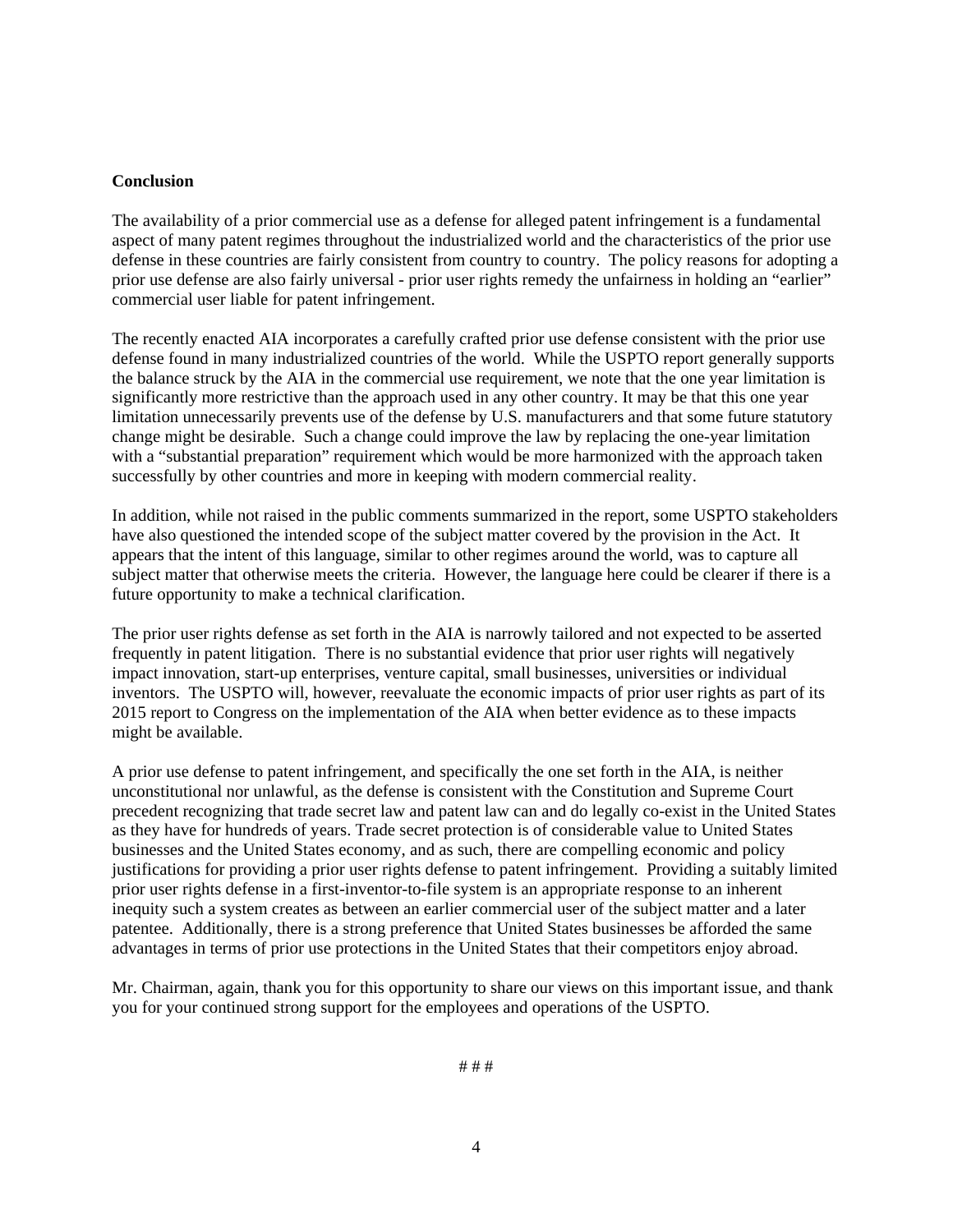**Conclusion**

The availability of a prior commercial use as a defense for alleged patent infringement is a fundamental aspect of many patent regimes throughout the industrialized world and the characteristics of the prior use defense in these countries are fairly consistent from country to country. The policy reasons for adopting a prior use defense are also fairly universal - prior user rights remedy the unfairness in holding an "earlier" commercial user liable for patent infringement.

The recently enacted AIA incorporates a carefully crafted prior use defense consistent with the prior use defense found in many industrialized countries of the world. While the USPTO report generally supports the balance struck by the AIA in the commercial use requirement, we note that the one year limitation is significantly more restrictive than the approach used in any other country. It may be that this one year limitation unnecessarily prevents use of the defense by U.S. manufacturers and that some future statutory change might be desirable. Such a change could improve the law by replacing the one-year limitation with a "substantial preparation" requirement which would be more harmonized with the approach taken successfully by other countries and more in keeping with modern commercial reality.

In addition, while not raised in the public comments summarized in the report, some USPTO stakeholders have also questioned the intended scope of the subject matter covered by the provision in the Act. It appears that the intent of this language, similar to other regimes around the world, was to capture all subject matter that otherwise meets the criteria. However, the language here could be clearer if there is a future opportunity to make a technical clarification.

The prior user rights defense as set forth in the AIA is narrowly tailored and not expected to be asserted frequently in patent litigation. There is no substantial evidence that prior user rights will negatively impact innovation, start-up enterprises, venture capital, small businesses, universities or individual inventors. The USPTO will, however, reevaluate the economic impacts of prior user rights as part of its 2015 report to Congress on the implementation of the AIA when better evidence as to these impacts might be available.

A prior use defense to patent infringement, and specifically the one set forth in the AIA, is neither unconstitutional nor unlawful, as the defense is consistent with the Constitution and Supreme Court precedent recognizing that trade secret law and patent law can and do legally co-exist in the United States as they have for hundreds of years. Trade secret protection is of considerable value to United States businesses and the United States economy, and as such, there are compelling economic and policy justifications for providing a prior user rights defense to patent infringement. Providing a suitably limited prior user rights defense in a first-inventor-to-file system is an appropriate response to an inherent inequity such a system creates as between an earlier commercial user of the subject matter and a later patentee. Additionally, there is a strong preference that United States businesses be afforded the same advantages in terms of prior use protections in the United States that their competitors enjoy abroad.

Mr. Chairman, again, thank you for this opportunity to share our views on this important issue, and thank you for your continued strong support for the employees and operations of the USPTO.

# # #